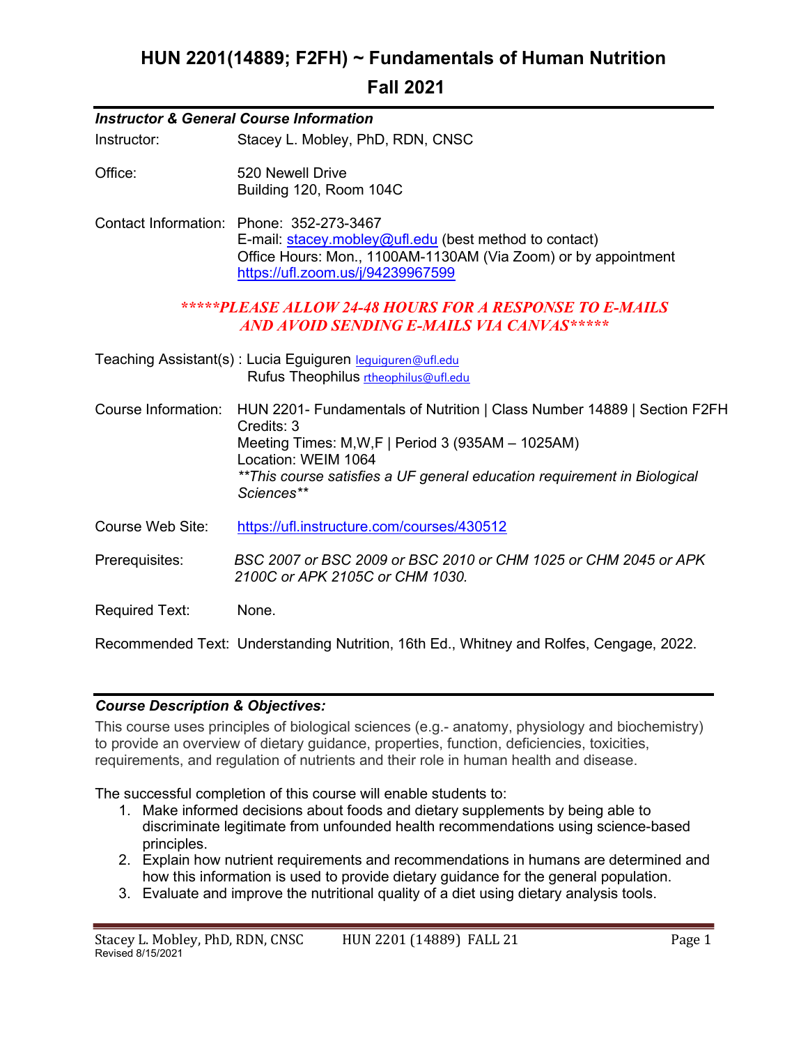# HUN 2201(14889; F2FH) ~ Fundamentals of Human Nutrition

## Fall 2021

### *Instructor & General Course Information*

Instructor: Stacey L. Mobley, PhD, RDN, CNSC

Office: 520 Newell Drive
Building 120, Room 104C

Contact Information: Phone: 352-273-3467
E-mail: stacey.mobley@ufl.edu (best method to contact)
Office Hours: Mon., 1100AM-1130AM (Via Zoom) or by appointment
https://ufl.zoom.us/j/94239967599

***\*\*\*\*\*PLEASE ALLOW 24-48 HOURS FOR A RESPONSE TO E-MAILS AND AVOID SENDING E-MAILS VIA CANVAS\*\*\*\*\****

Teaching Assistant(s) : Lucia Eguiguren leguiguren@ufl.edu
Rufus Theophilus rtheophilus@ufl.edu

Course Information: HUN 2201- Fundamentals of Nutrition | Class Number 14889 | Section F2FH
Credits: 3
Meeting Times: M,W,F | Period 3 (935AM – 1025AM)
Location: WEIM 1064
*\*\*This course satisfies a UF general education requirement in Biological Sciences\*\**

Course Web Site: https://ufl.instructure.com/courses/430512

Prerequisites: *BSC 2007 or BSC 2009 or BSC 2010 or CHM 1025 or CHM 2045 or APK 2100C or APK 2105C or CHM 1030.*

Required Text: None.

Recommended Text: Understanding Nutrition, 16th Ed., Whitney and Rolfes, Cengage, 2022.

### *Course Description & Objectives:*

This course uses principles of biological sciences (e.g.- anatomy, physiology and biochemistry) to provide an overview of dietary guidance, properties, function, deficiencies, toxicities, requirements, and regulation of nutrients and their role in human health and disease.

The successful completion of this course will enable students to:

1. Make informed decisions about foods and dietary supplements by being able to discriminate legitimate from unfounded health recommendations using science-based principles.
2. Explain how nutrient requirements and recommendations in humans are determined and how this information is used to provide dietary guidance for the general population.
3. Evaluate and improve the nutritional quality of a diet using dietary analysis tools.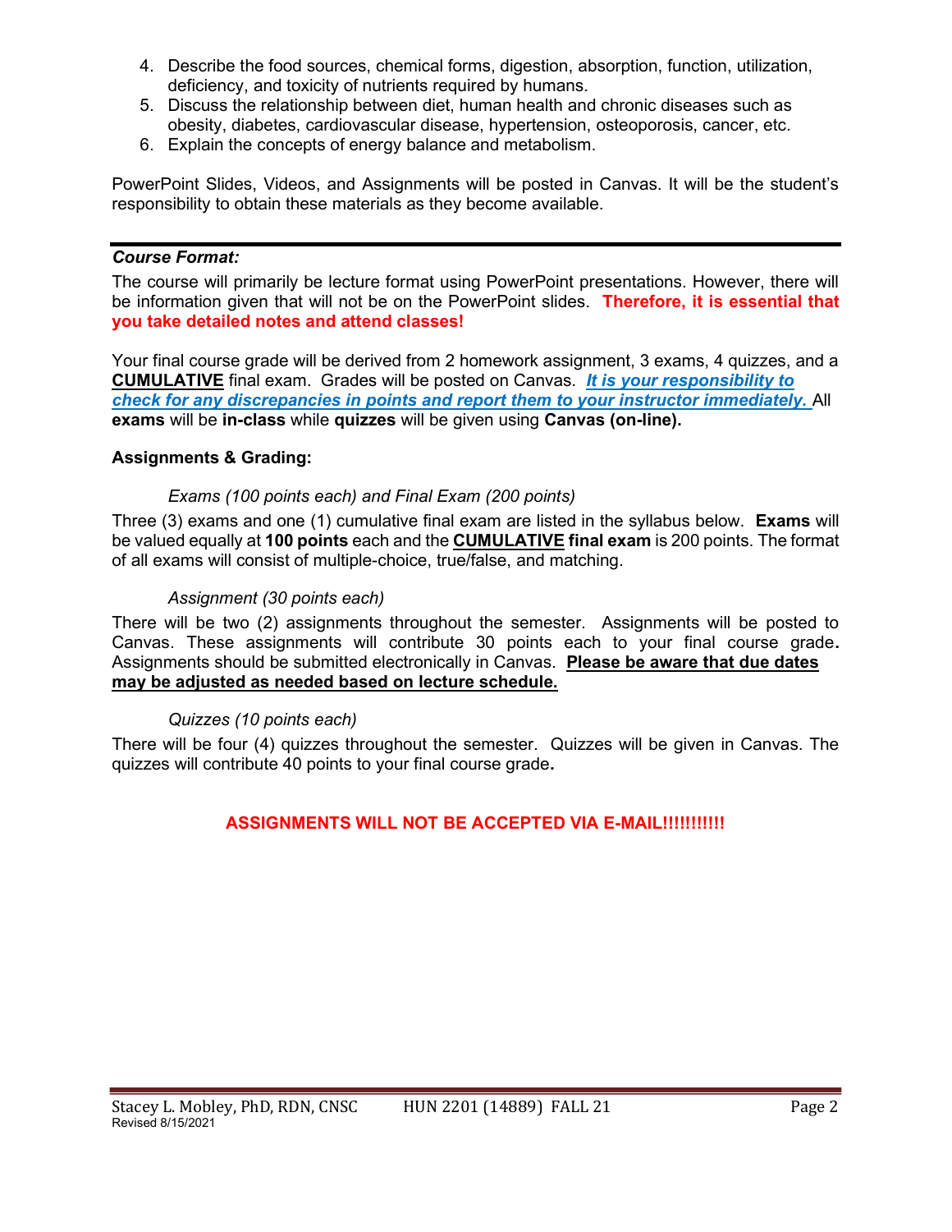4. Describe the food sources, chemical forms, digestion, absorption, function, utilization, deficiency, and toxicity of nutrients required by humans.
5. Discuss the relationship between diet, human health and chronic diseases such as obesity, diabetes, cardiovascular disease, hypertension, osteoporosis, cancer, etc.
6. Explain the concepts of energy balance and metabolism.

PowerPoint Slides, Videos, and Assignments will be posted in Canvas. It will be the student's responsibility to obtain these materials as they become available.

---

***Course Format:***

The course will primarily be lecture format using PowerPoint presentations. However, there will be information given that will not be on the PowerPoint slides. **Therefore, it is essential that you take detailed notes and attend classes!**

Your final course grade will be derived from 2 homework assignment, 3 exams, 4 quizzes, and a **CUMULATIVE** final exam. Grades will be posted on Canvas. ***It is your responsibility to check for any discrepancies in points and report them to your instructor immediately.*** All **exams** will be **in-class** while **quizzes** will be given using **Canvas (on-line).**

**Assignments & Grading:**

*Exams (100 points each) and Final Exam (200 points)*

Three (3) exams and one (1) cumulative final exam are listed in the syllabus below. **Exams** will be valued equally at **100 points** each and the **CUMULATIVE final exam** is 200 points. The format of all exams will consist of multiple-choice, true/false, and matching.

*Assignment (30 points each)*

There will be two (2) assignments throughout the semester. Assignments will be posted to Canvas. These assignments will contribute 30 points each to your final course grade**.** Assignments should be submitted electronically in Canvas. **Please be aware that due dates may be adjusted as needed based on lecture schedule.**

*Quizzes (10 points each)*

There will be four (4) quizzes throughout the semester. Quizzes will be given in Canvas. The quizzes will contribute 40 points to your final course grade**.**

**ASSIGNMENTS WILL NOT BE ACCEPTED VIA E-MAIL!!!!!!!!!!**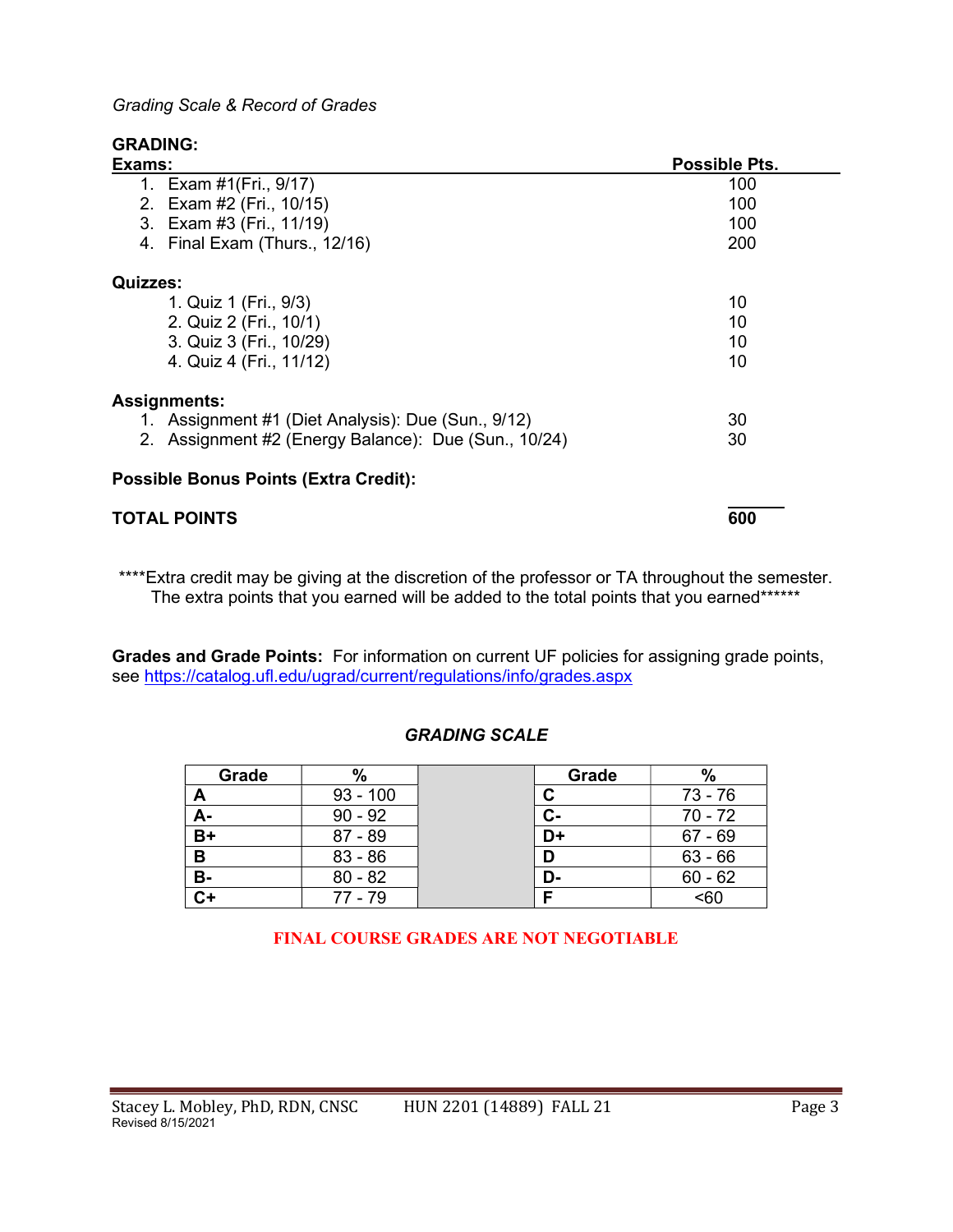*Grading Scale & Record of Grades*

**GRADING:**

| **Exams:** | **Possible Pts.** |
|---|---|
| 1. Exam #1(Fri., 9/17) | 100 |
| 2. Exam #2 (Fri., 10/15) | 100 |
| 3. Exam #3 (Fri., 11/19) | 100 |
| 4. Final Exam (Thurs., 12/16) | 200 |
| **Quizzes:** | |
| 1. Quiz 1 (Fri., 9/3) | 10 |
| 2. Quiz 2 (Fri., 10/1) | 10 |
| 3. Quiz 3 (Fri., 10/29) | 10 |
| 4. Quiz 4 (Fri., 11/12) | 10 |
| **Assignments:** | |
| 1. Assignment #1 (Diet Analysis): Due (Sun., 9/12) | 30 |
| 2. Assignment #2 (Energy Balance): Due (Sun., 10/24) | 30 |
| **Possible Bonus Points (Extra Credit):** | |
| **TOTAL POINTS** | **600** |

****Extra credit may be giving at the discretion of the professor or TA throughout the semester. The extra points that you earned will be added to the total points that you earned******

**Grades and Grade Points:** For information on current UF policies for assigning grade points, see https://catalog.ufl.edu/ugrad/current/regulations/info/grades.aspx

***GRADING SCALE***

| Grade | % | | Grade | % |
|---|---|---|---|---|
| **A** | 93 - 100 | | **C** | 73 - 76 |
| **A-** | 90 - 92 | | **C-** | 70 - 72 |
| **B+** | 87 - 89 | | **D+** | 67 - 69 |
| **B** | 83 - 86 | | **D** | 63 - 66 |
| **B-** | 80 - 82 | | **D-** | 60 - 62 |
| **C+** | 77 - 79 | | **F** | <60 |

**FINAL COURSE GRADES ARE NOT NEGOTIABLE**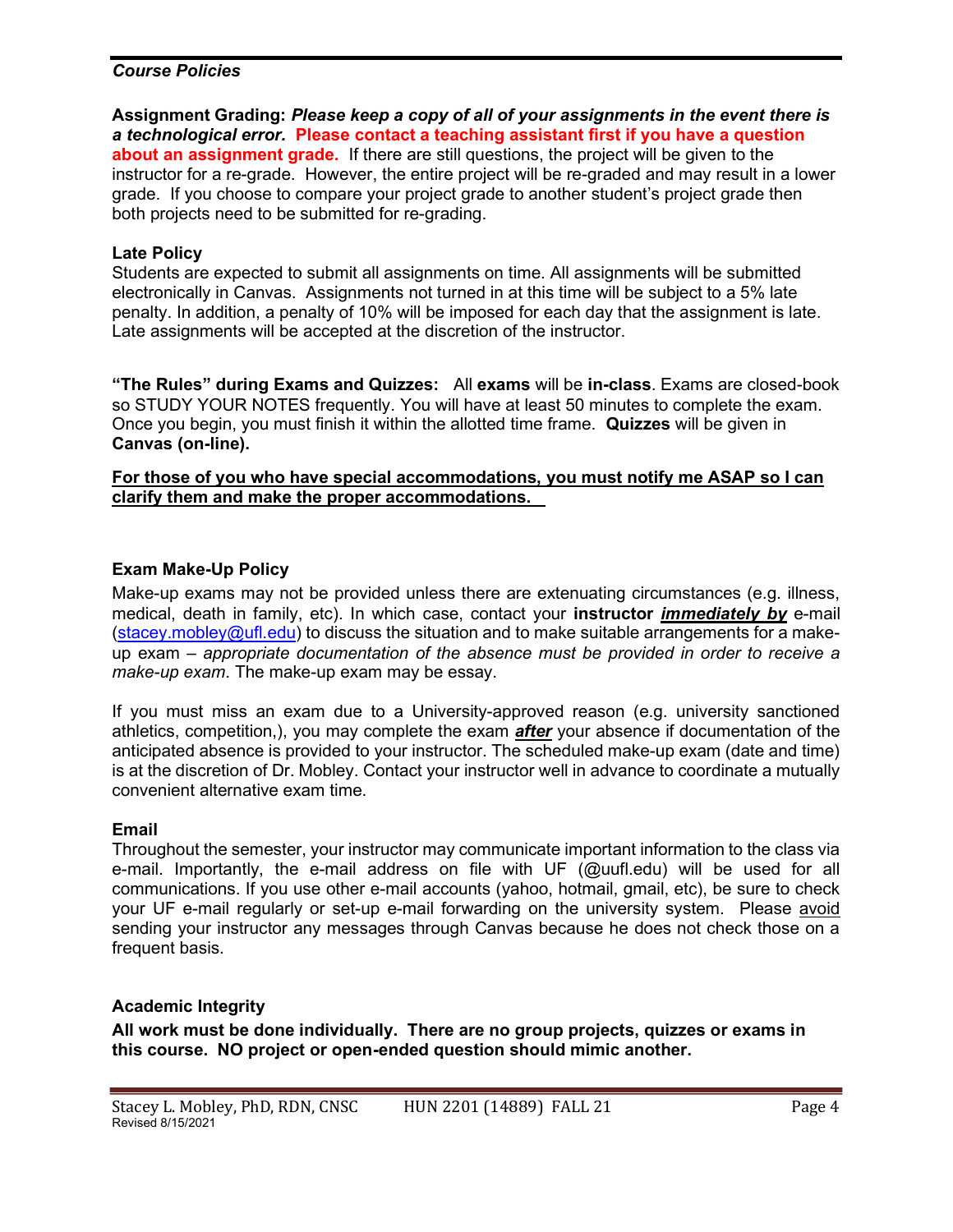***Course Policies***

**Assignment Grading:** ***Please keep a copy of all of your assignments in the event there is a technological error.*** **Please contact a teaching assistant first if you have a question about an assignment grade.** If there are still questions, the project will be given to the instructor for a re-grade. However, the entire project will be re-graded and may result in a lower grade. If you choose to compare your project grade to another student's project grade then both projects need to be submitted for re-grading.

**Late Policy**

Students are expected to submit all assignments on time. All assignments will be submitted electronically in Canvas. Assignments not turned in at this time will be subject to a 5% late penalty. In addition, a penalty of 10% will be imposed for each day that the assignment is late. Late assignments will be accepted at the discretion of the instructor.

**"The Rules" during Exams and Quizzes:** All **exams** will be **in-class**. Exams are closed-book so STUDY YOUR NOTES frequently. You will have at least 50 minutes to complete the exam. Once you begin, you must finish it within the allotted time frame. **Quizzes** will be given in **Canvas (on-line).**

**For those of you who have special accommodations, you must notify me ASAP so I can clarify them and make the proper accommodations.**

**Exam Make-Up Policy**

Make-up exams may not be provided unless there are extenuating circumstances (e.g. illness, medical, death in family, etc). In which case, contact your **instructor** ***immediately by*** e-mail (stacey.mobley@ufl.edu) to discuss the situation and to make suitable arrangements for a make-up exam – *appropriate documentation of the absence must be provided in order to receive a make-up exam*. The make-up exam may be essay.

If you must miss an exam due to a University-approved reason (e.g. university sanctioned athletics, competition,), you may complete the exam ***after*** your absence if documentation of the anticipated absence is provided to your instructor. The scheduled make-up exam (date and time) is at the discretion of Dr. Mobley. Contact your instructor well in advance to coordinate a mutually convenient alternative exam time.

**Email**

Throughout the semester, your instructor may communicate important information to the class via e-mail. Importantly, the e-mail address on file with UF (@uufl.edu) will be used for all communications. If you use other e-mail accounts (yahoo, hotmail, gmail, etc), be sure to check your UF e-mail regularly or set-up e-mail forwarding on the university system. Please avoid sending your instructor any messages through Canvas because he does not check those on a frequent basis.

**Academic Integrity**

**All work must be done individually. There are no group projects, quizzes or exams in this course. NO project or open-ended question should mimic another.**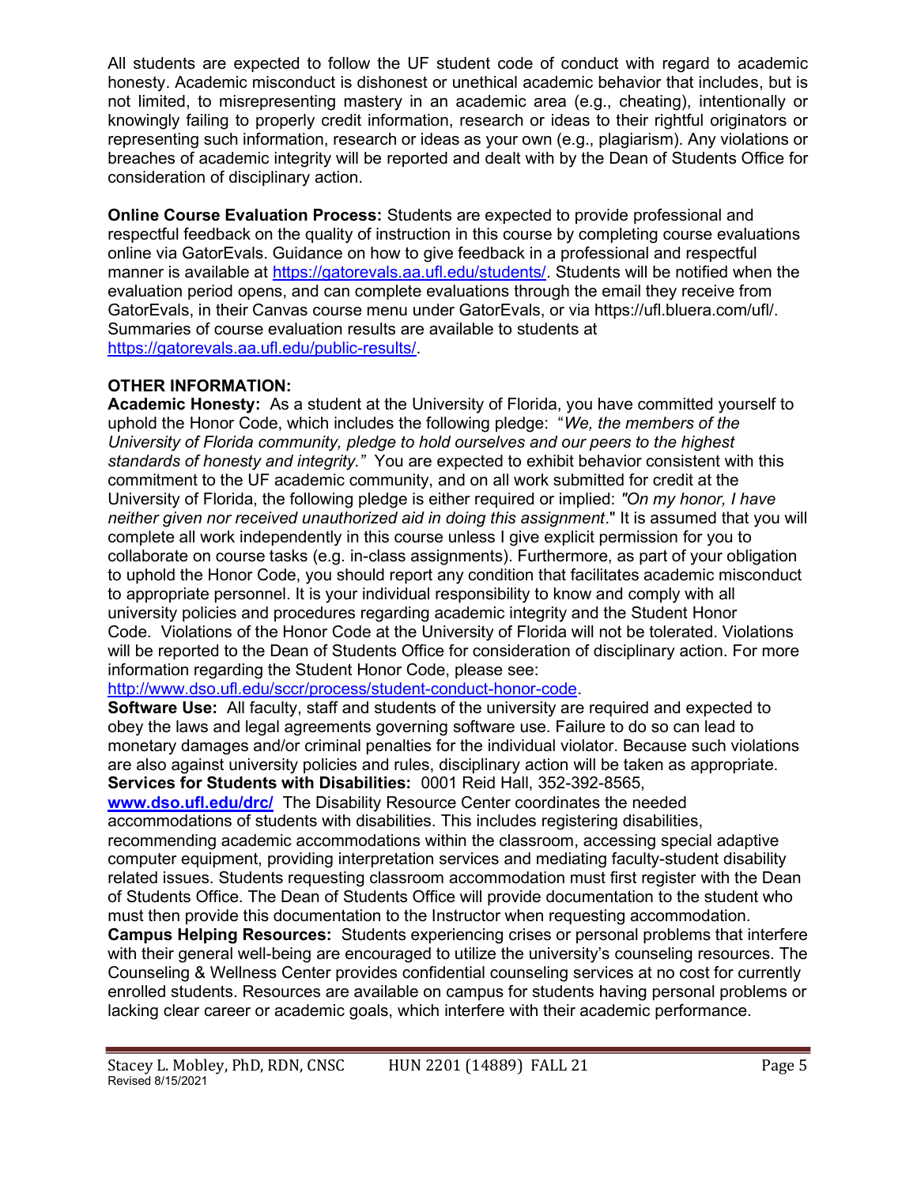All students are expected to follow the UF student code of conduct with regard to academic honesty. Academic misconduct is dishonest or unethical academic behavior that includes, but is not limited, to misrepresenting mastery in an academic area (e.g., cheating), intentionally or knowingly failing to properly credit information, research or ideas to their rightful originators or representing such information, research or ideas as your own (e.g., plagiarism). Any violations or breaches of academic integrity will be reported and dealt with by the Dean of Students Office for consideration of disciplinary action.

**Online Course Evaluation Process:** Students are expected to provide professional and respectful feedback on the quality of instruction in this course by completing course evaluations online via GatorEvals. Guidance on how to give feedback in a professional and respectful manner is available at https://gatorevals.aa.ufl.edu/students/. Students will be notified when the evaluation period opens, and can complete evaluations through the email they receive from GatorEvals, in their Canvas course menu under GatorEvals, or via https://ufl.bluera.com/ufl/. Summaries of course evaluation results are available to students at https://gatorevals.aa.ufl.edu/public-results/.

**OTHER INFORMATION:**

**Academic Honesty:** As a student at the University of Florida, you have committed yourself to uphold the Honor Code, which includes the following pledge: "*We, the members of the University of Florida community, pledge to hold ourselves and our peers to the highest standards of honesty and integrity."* You are expected to exhibit behavior consistent with this commitment to the UF academic community, and on all work submitted for credit at the University of Florida, the following pledge is either required or implied: *"On my honor, I have neither given nor received unauthorized aid in doing this assignment*." It is assumed that you will complete all work independently in this course unless I give explicit permission for you to collaborate on course tasks (e.g. in-class assignments). Furthermore, as part of your obligation to uphold the Honor Code, you should report any condition that facilitates academic misconduct to appropriate personnel. It is your individual responsibility to know and comply with all university policies and procedures regarding academic integrity and the Student Honor Code. Violations of the Honor Code at the University of Florida will not be tolerated. Violations will be reported to the Dean of Students Office for consideration of disciplinary action. For more information regarding the Student Honor Code, please see: http://www.dso.ufl.edu/sccr/process/student-conduct-honor-code.

**Software Use:** All faculty, staff and students of the university are required and expected to obey the laws and legal agreements governing software use. Failure to do so can lead to monetary damages and/or criminal penalties for the individual violator. Because such violations are also against university policies and rules, disciplinary action will be taken as appropriate.

**Services for Students with Disabilities:** 0001 Reid Hall, 352-392-8565, **www.dso.ufl.edu/drc/** The Disability Resource Center coordinates the needed accommodations of students with disabilities. This includes registering disabilities, recommending academic accommodations within the classroom, accessing special adaptive computer equipment, providing interpretation services and mediating faculty-student disability related issues. Students requesting classroom accommodation must first register with the Dean of Students Office. The Dean of Students Office will provide documentation to the student who must then provide this documentation to the Instructor when requesting accommodation.

**Campus Helping Resources:** Students experiencing crises or personal problems that interfere with their general well-being are encouraged to utilize the university's counseling resources. The Counseling & Wellness Center provides confidential counseling services at no cost for currently enrolled students. Resources are available on campus for students having personal problems or lacking clear career or academic goals, which interfere with their academic performance.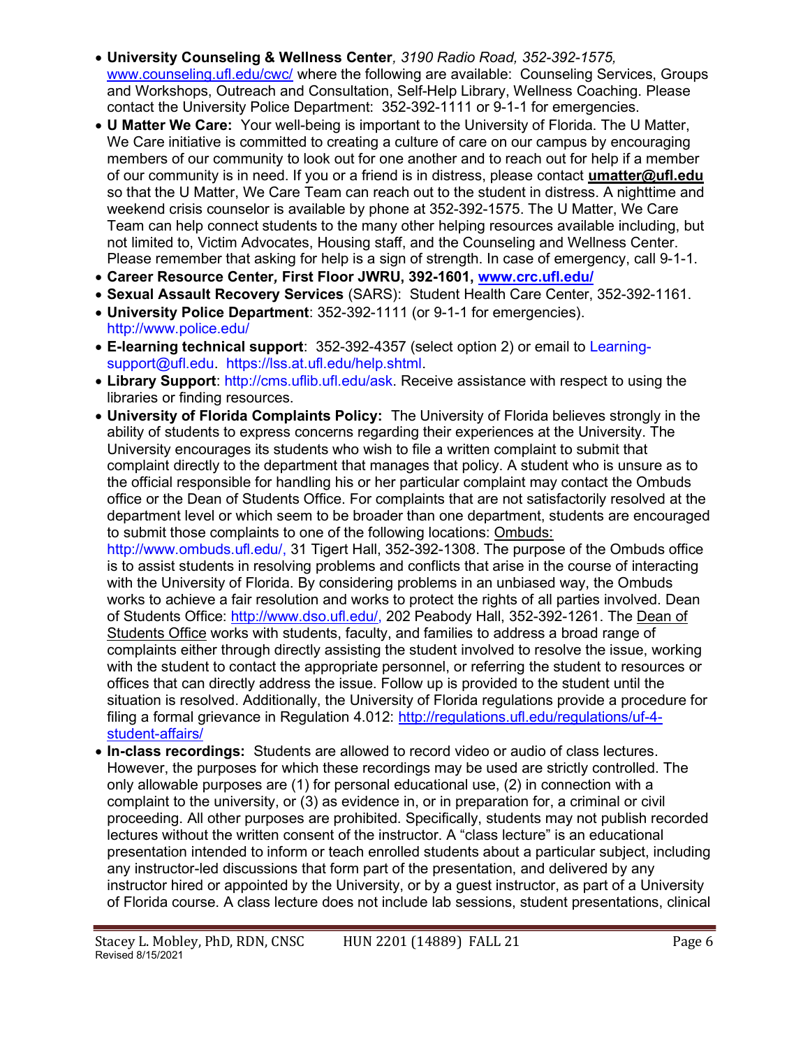- **University Counseling & Wellness Center**, *3190 Radio Road, 352-392-1575,* www.counseling.ufl.edu/cwc/ where the following are available: Counseling Services, Groups and Workshops, Outreach and Consultation, Self-Help Library, Wellness Coaching. Please contact the University Police Department: 352-392-1111 or 9-1-1 for emergencies.
- **U Matter We Care:** Your well-being is important to the University of Florida. The U Matter, We Care initiative is committed to creating a culture of care on our campus by encouraging members of our community to look out for one another and to reach out for help if a member of our community is in need. If you or a friend is in distress, please contact **umatter@ufl.edu** so that the U Matter, We Care Team can reach out to the student in distress. A nighttime and weekend crisis counselor is available by phone at 352-392-1575. The U Matter, We Care Team can help connect students to the many other helping resources available including, but not limited to, Victim Advocates, Housing staff, and the Counseling and Wellness Center. Please remember that asking for help is a sign of strength. In case of emergency, call 9-1-1.
- **Career Resource Center, First Floor JWRU, 392-1601, www.crc.ufl.edu/**
- **Sexual Assault Recovery Services** (SARS): Student Health Care Center, 352-392-1161.
- **University Police Department**: 352-392-1111 (or 9-1-1 for emergencies). http://www.police.edu/
- **E-learning technical support**: 352-392-4357 (select option 2) or email to Learning-support@ufl.edu. https://lss.at.ufl.edu/help.shtml.
- **Library Support**: http://cms.uflib.ufl.edu/ask. Receive assistance with respect to using the libraries or finding resources.
- **University of Florida Complaints Policy:** The University of Florida believes strongly in the ability of students to express concerns regarding their experiences at the University. The University encourages its students who wish to file a written complaint to submit that complaint directly to the department that manages that policy. A student who is unsure as to the official responsible for handling his or her particular complaint may contact the Ombuds office or the Dean of Students Office. For complaints that are not satisfactorily resolved at the department level or which seem to be broader than one department, students are encouraged to submit those complaints to one of the following locations: Ombuds: http://www.ombuds.ufl.edu/, 31 Tigert Hall, 352-392-1308. The purpose of the Ombuds office is to assist students in resolving problems and conflicts that arise in the course of interacting with the University of Florida. By considering problems in an unbiased way, the Ombuds works to achieve a fair resolution and works to protect the rights of all parties involved. Dean of Students Office: http://www.dso.ufl.edu/, 202 Peabody Hall, 352-392-1261. The Dean of Students Office works with students, faculty, and families to address a broad range of complaints either through directly assisting the student involved to resolve the issue, working with the student to contact the appropriate personnel, or referring the student to resources or offices that can directly address the issue. Follow up is provided to the student until the situation is resolved. Additionally, the University of Florida regulations provide a procedure for filing a formal grievance in Regulation 4.012: http://regulations.ufl.edu/regulations/uf-4-student-affairs/
- **In-class recordings:** Students are allowed to record video or audio of class lectures. However, the purposes for which these recordings may be used are strictly controlled. The only allowable purposes are (1) for personal educational use, (2) in connection with a complaint to the university, or (3) as evidence in, or in preparation for, a criminal or civil proceeding. All other purposes are prohibited. Specifically, students may not publish recorded lectures without the written consent of the instructor. A "class lecture" is an educational presentation intended to inform or teach enrolled students about a particular subject, including any instructor-led discussions that form part of the presentation, and delivered by any instructor hired or appointed by the University, or by a guest instructor, as part of a University of Florida course. A class lecture does not include lab sessions, student presentations, clinical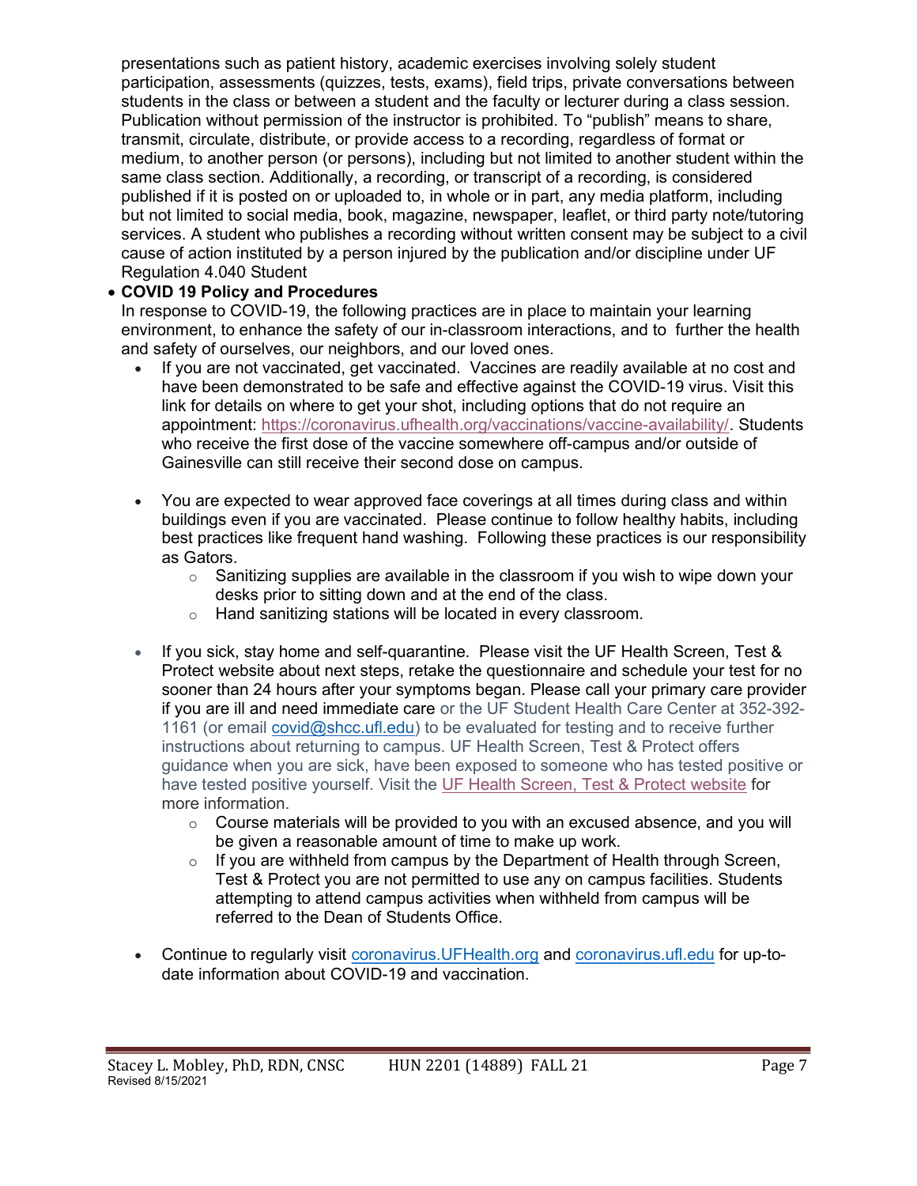presentations such as patient history, academic exercises involving solely student participation, assessments (quizzes, tests, exams), field trips, private conversations between students in the class or between a student and the faculty or lecturer during a class session. Publication without permission of the instructor is prohibited. To "publish" means to share, transmit, circulate, distribute, or provide access to a recording, regardless of format or medium, to another person (or persons), including but not limited to another student within the same class section. Additionally, a recording, or transcript of a recording, is considered published if it is posted on or uploaded to, in whole or in part, any media platform, including but not limited to social media, book, magazine, newspaper, leaflet, or third party note/tutoring services. A student who publishes a recording without written consent may be subject to a civil cause of action instituted by a person injured by the publication and/or discipline under UF Regulation 4.040 Student

- **COVID 19 Policy and Procedures**
  In response to COVID-19, the following practices are in place to maintain your learning environment, to enhance the safety of our in-classroom interactions, and to further the health and safety of ourselves, our neighbors, and our loved ones.
  - If you are not vaccinated, get vaccinated. Vaccines are readily available at no cost and have been demonstrated to be safe and effective against the COVID-19 virus. Visit this link for details on where to get your shot, including options that do not require an appointment: https://coronavirus.ufhealth.org/vaccinations/vaccine-availability/. Students who receive the first dose of the vaccine somewhere off-campus and/or outside of Gainesville can still receive their second dose on campus.
  - You are expected to wear approved face coverings at all times during class and within buildings even if you are vaccinated. Please continue to follow healthy habits, including best practices like frequent hand washing. Following these practices is our responsibility as Gators.
    - Sanitizing supplies are available in the classroom if you wish to wipe down your desks prior to sitting down and at the end of the class.
    - Hand sanitizing stations will be located in every classroom.
  - If you sick, stay home and self-quarantine. Please visit the UF Health Screen, Test & Protect website about next steps, retake the questionnaire and schedule your test for no sooner than 24 hours after your symptoms began. Please call your primary care provider if you are ill and need immediate care or the UF Student Health Care Center at 352-392-1161 (or email covid@shcc.ufl.edu) to be evaluated for testing and to receive further instructions about returning to campus. UF Health Screen, Test & Protect offers guidance when you are sick, have been exposed to someone who has tested positive or have tested positive yourself. Visit the UF Health Screen, Test & Protect website for more information.
    - Course materials will be provided to you with an excused absence, and you will be given a reasonable amount of time to make up work.
    - If you are withheld from campus by the Department of Health through Screen, Test & Protect you are not permitted to use any on campus facilities. Students attempting to attend campus activities when withheld from campus will be referred to the Dean of Students Office.
  - Continue to regularly visit coronavirus.UFHealth.org and coronavirus.ufl.edu for up-to-date information about COVID-19 and vaccination.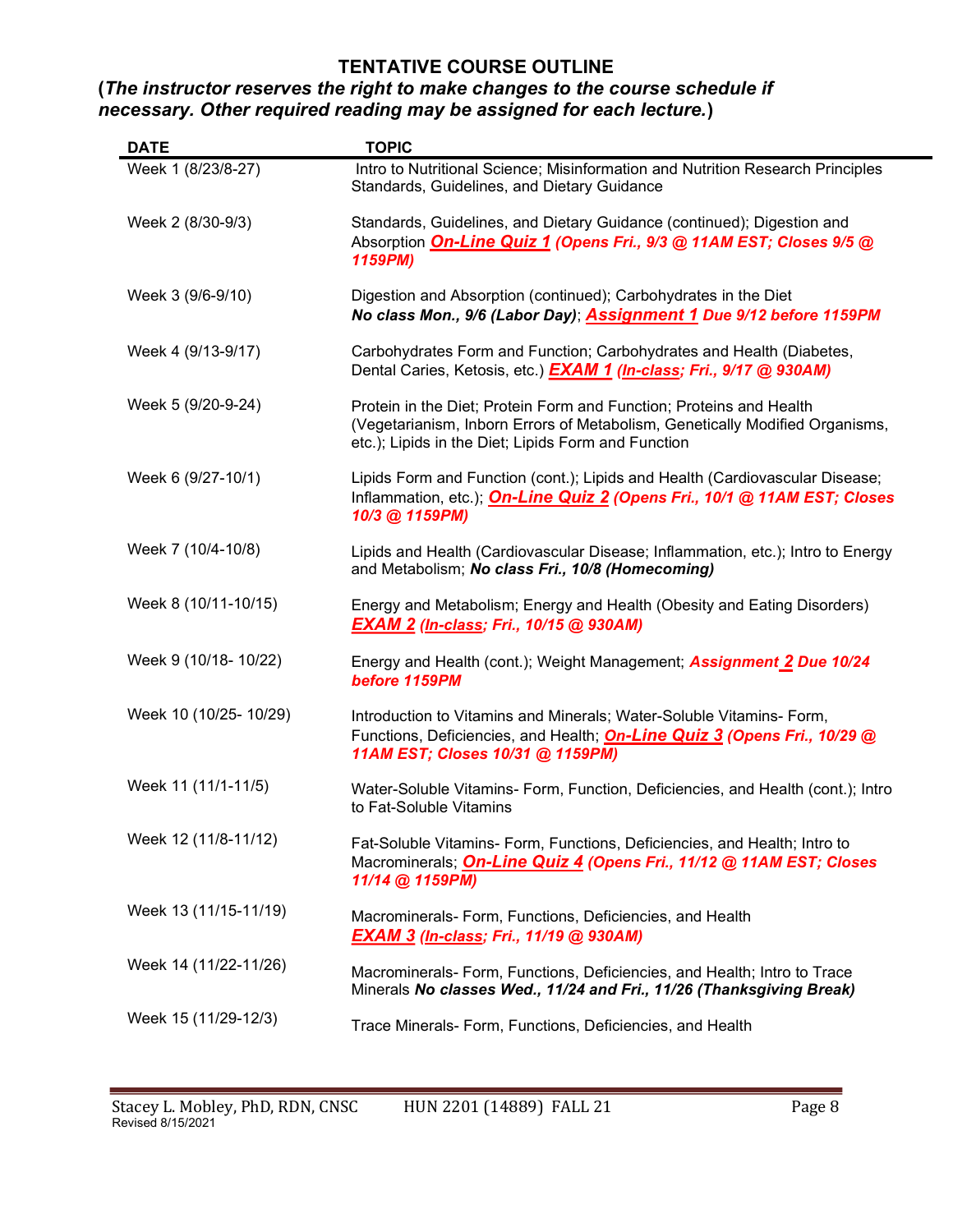## TENTATIVE COURSE OUTLINE

**(*The instructor reserves the right to make changes to the course schedule if necessary. Other required reading may be assigned for each lecture.*)**

| DATE | TOPIC |
|---|---|
| Week 1 (8/23/8-27) | Intro to Nutritional Science; Misinformation and Nutrition Research Principles Standards, Guidelines, and Dietary Guidance |
| Week 2 (8/30-9/3) | Standards, Guidelines, and Dietary Guidance (continued); Digestion and Absorption ***On-Line Quiz 1* (Opens Fri., 9/3 @ 11AM EST; Closes 9/5 @ 1159PM)** |
| Week 3 (9/6-9/10) | Digestion and Absorption (continued); Carbohydrates in the Diet ***No class Mon., 9/6 (Labor Day)***; ***Assignment 1* Due 9/12 before 1159PM** |
| Week 4 (9/13-9/17) | Carbohydrates Form and Function; Carbohydrates and Health (Diabetes, Dental Caries, Ketosis, etc.) ***EXAM 1* (*In-class*; Fri., 9/17 @ 930AM)** |
| Week 5 (9/20-9-24) | Protein in the Diet; Protein Form and Function; Proteins and Health (Vegetarianism, Inborn Errors of Metabolism, Genetically Modified Organisms, etc.); Lipids in the Diet; Lipids Form and Function |
| Week 6 (9/27-10/1) | Lipids Form and Function (cont.); Lipids and Health (Cardiovascular Disease; Inflammation, etc.); ***On-Line Quiz 2* (Opens Fri., 10/1 @ 11AM EST; Closes 10/3 @ 1159PM)** |
| Week 7 (10/4-10/8) | Lipids and Health (Cardiovascular Disease; Inflammation, etc.); Intro to Energy and Metabolism; ***No class Fri., 10/8 (Homecoming)*** |
| Week 8 (10/11-10/15) | Energy and Metabolism; Energy and Health (Obesity and Eating Disorders) ***EXAM 2* (*In-class*; Fri., 10/15 @ 930AM)** |
| Week 9 (10/18- 10/22) | Energy and Health (cont.); Weight Management; ***Assignment 2* Due 10/24 before 1159PM** |
| Week 10 (10/25- 10/29) | Introduction to Vitamins and Minerals; Water-Soluble Vitamins- Form, Functions, Deficiencies, and Health; ***On-Line Quiz 3* (Opens Fri., 10/29 @ 11AM EST; Closes 10/31 @ 1159PM)** |
| Week 11 (11/1-11/5) | Water-Soluble Vitamins- Form, Function, Deficiencies, and Health (cont.); Intro to Fat-Soluble Vitamins |
| Week 12 (11/8-11/12) | Fat-Soluble Vitamins- Form, Functions, Deficiencies, and Health; Intro to Macrominerals; ***On-Line Quiz 4* (Opens Fri., 11/12 @ 11AM EST; Closes 11/14 @ 1159PM)** |
| Week 13 (11/15-11/19) | Macrominerals- Form, Functions, Deficiencies, and Health ***EXAM 3* (*In-class*; Fri., 11/19 @ 930AM)** |
| Week 14 (11/22-11/26) | Macrominerals- Form, Functions, Deficiencies, and Health; Intro to Trace Minerals ***No classes Wed., 11/24 and Fri., 11/26 (Thanksgiving Break)*** |
| Week 15 (11/29-12/3) | Trace Minerals- Form, Functions, Deficiencies, and Health |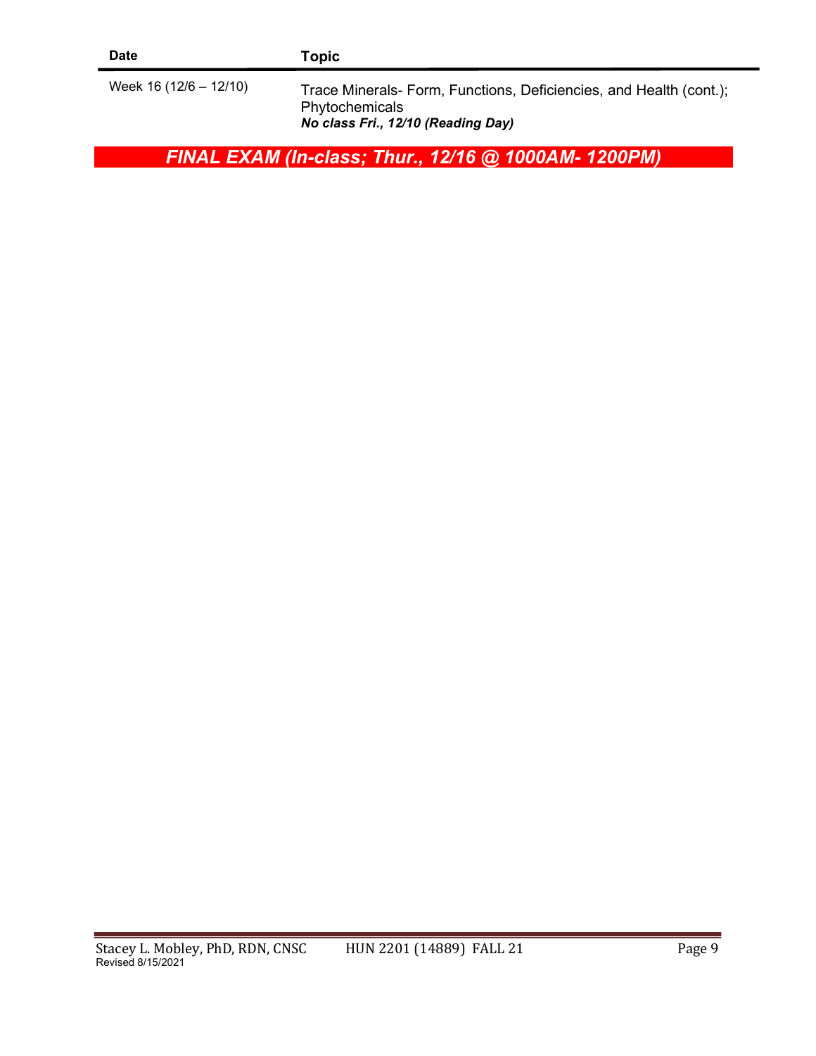| Date | Topic |
| --- | --- |
| Week 16 (12/6 – 12/10) | Trace Minerals- Form, Functions, Deficiencies, and Health (cont.); Phytochemicals<br>***No class Fri., 12/10 (Reading Day)*** |

***FINAL EXAM (In-class; Thur., 12/16 @ 1000AM- 1200PM)***